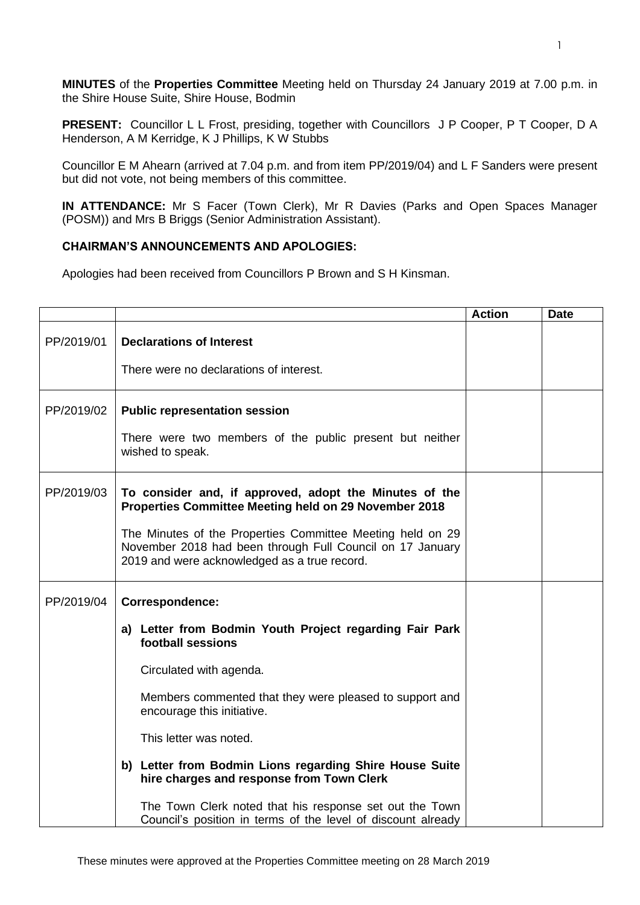**MINUTES** of the **Properties Committee** Meeting held on Thursday 24 January 2019 at 7.00 p.m. in the Shire House Suite, Shire House, Bodmin

**PRESENT:** Councillor L L Frost, presiding, together with Councillors J P Cooper, P T Cooper, D A Henderson, A M Kerridge, K J Phillips, K W Stubbs

Councillor E M Ahearn (arrived at 7.04 p.m. and from item PP/2019/04) and L F Sanders were present but did not vote, not being members of this committee.

**IN ATTENDANCE:** Mr S Facer (Town Clerk), Mr R Davies (Parks and Open Spaces Manager (POSM)) and Mrs B Briggs (Senior Administration Assistant).

**CHAIRMAN'S ANNOUNCEMENTS AND APOLOGIES:**

Apologies had been received from Councillors P Brown and S H Kinsman.

| | | Action | Date |
|---|---|---|---|
| PP/2019/01 | **Declarations of Interest**<br><br>There were no declarations of interest. | | |
| PP/2019/02 | **Public representation session**<br><br>There were two members of the public present but neither wished to speak. | | |
| PP/2019/03 | **To consider and, if approved, adopt the Minutes of the Properties Committee Meeting held on 29 November 2018**<br><br>The Minutes of the Properties Committee Meeting held on 29 November 2018 had been through Full Council on 17 January 2019 and were acknowledged as a true record. | | |
| PP/2019/04 | **Correspondence:**<br><br>**a) Letter from Bodmin Youth Project regarding Fair Park football sessions**<br><br>Circulated with agenda.<br><br>Members commented that they were pleased to support and encourage this initiative.<br><br>This letter was noted.<br><br>**b) Letter from Bodmin Lions regarding Shire House Suite hire charges and response from Town Clerk**<br><br>The Town Clerk noted that his response set out the Town Council's position in terms of the level of discount already | | |

These minutes were approved at the Properties Committee meeting on 28 March 2019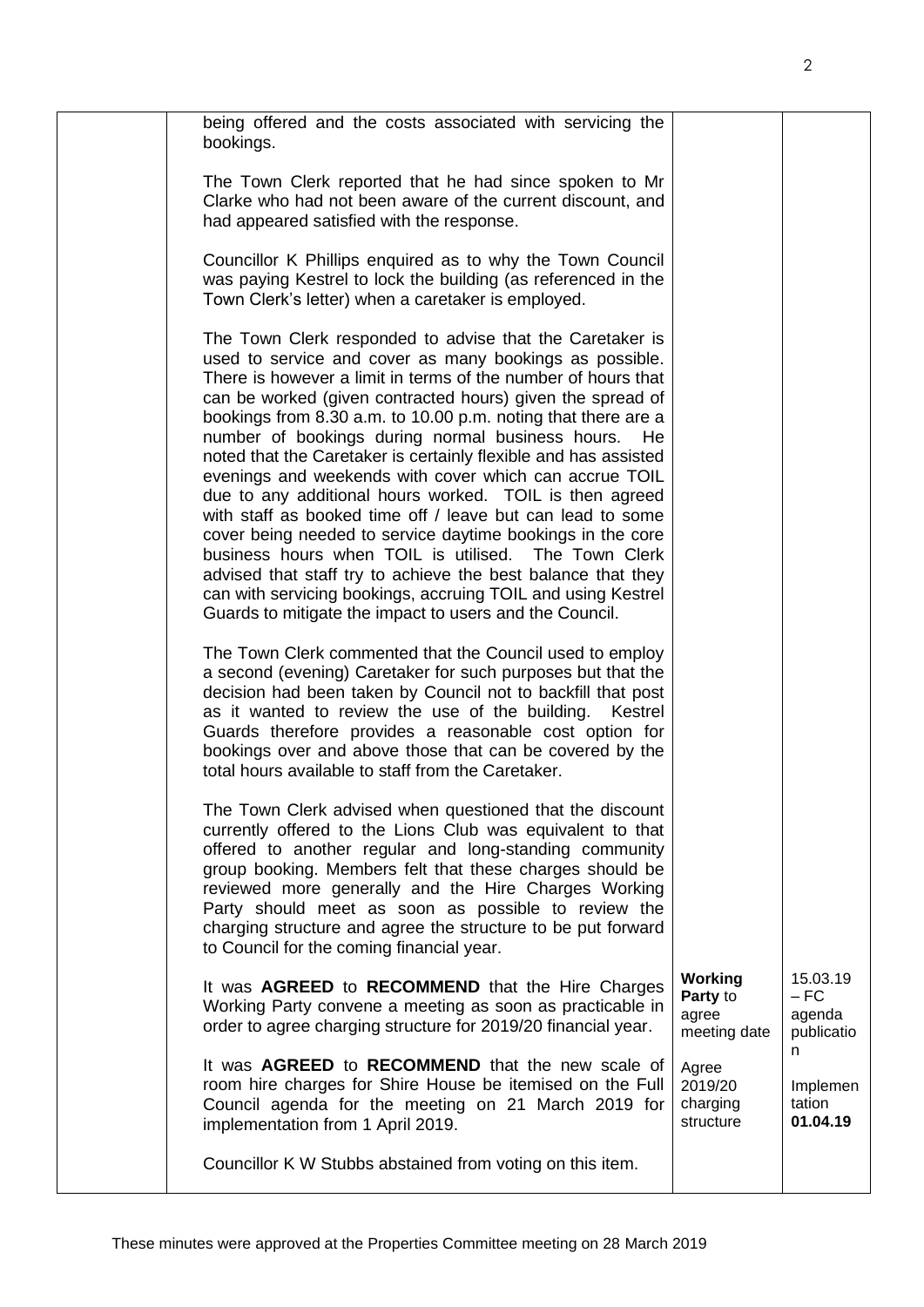| | | | |
|---|---|---|---|
| | being offered and the costs associated with servicing the bookings.<br><br>The Town Clerk reported that he had since spoken to Mr Clarke who had not been aware of the current discount, and had appeared satisfied with the response.<br><br>Councillor K Phillips enquired as to why the Town Council was paying Kestrel to lock the building (as referenced in the Town Clerk's letter) when a caretaker is employed.<br><br>The Town Clerk responded to advise that the Caretaker is used to service and cover as many bookings as possible. There is however a limit in terms of the number of hours that can be worked (given contracted hours) given the spread of bookings from 8.30 a.m. to 10.00 p.m. noting that there are a number of bookings during normal business hours. He noted that the Caretaker is certainly flexible and has assisted evenings and weekends with cover which can accrue TOIL due to any additional hours worked. TOIL is then agreed with staff as booked time off / leave but can lead to some cover being needed to service daytime bookings in the core business hours when TOIL is utilised. The Town Clerk advised that staff try to achieve the best balance that they can with servicing bookings, accruing TOIL and using Kestrel Guards to mitigate the impact to users and the Council.<br><br>The Town Clerk commented that the Council used to employ a second (evening) Caretaker for such purposes but that the decision had been taken by Council not to backfill that post as it wanted to review the use of the building. Kestrel Guards therefore provides a reasonable cost option for bookings over and above those that can be covered by the total hours available to staff from the Caretaker.<br><br>The Town Clerk advised when questioned that the discount currently offered to the Lions Club was equivalent to that offered to another regular and long-standing community group booking. Members felt that these charges should be reviewed more generally and the Hire Charges Working Party should meet as soon as possible to review the charging structure and agree the structure to be put forward to Council for the coming financial year. | | |
| | It was **AGREED** to **RECOMMEND** that the Hire Charges Working Party convene a meeting as soon as practicable in order to agree charging structure for 2019/20 financial year.<br><br>It was **AGREED** to **RECOMMEND** that the new scale of room hire charges for Shire House be itemised on the Full Council agenda for the meeting on 21 March 2019 for implementation from 1 April 2019.<br><br>Councillor K W Stubbs abstained from voting on this item. | **Working Party** to agree meeting date<br><br>Agree 2019/20 charging structure | 15.03.19 – FC agenda publication<br><br>Implementation **01.04.19** |

These minutes were approved at the Properties Committee meeting on 28 March 2019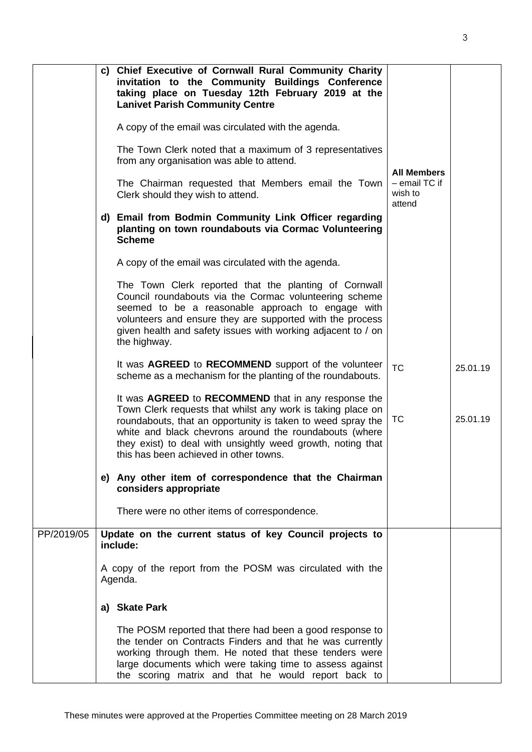| | | | |
|---|---|---|---|
| | **c) Chief Executive of Cornwall Rural Community Charity invitation to the Community Buildings Conference taking place on Tuesday 12th February 2019 at the Lanivet Parish Community Centre**<br><br>A copy of the email was circulated with the agenda.<br><br>The Town Clerk noted that a maximum of 3 representatives from any organisation was able to attend.<br><br>The Chairman requested that Members email the Town Clerk should they wish to attend. | **All Members** – email TC if wish to attend | |
| | **d) Email from Bodmin Community Link Officer regarding planting on town roundabouts via Cormac Volunteering Scheme**<br><br>A copy of the email was circulated with the agenda.<br><br>The Town Clerk reported that the planting of Cornwall Council roundabouts via the Cormac volunteering scheme seemed to be a reasonable approach to engage with volunteers and ensure they are supported with the process given health and safety issues with working adjacent to / on the highway. | | |
| | It was **AGREED** to **RECOMMEND** support of the volunteer scheme as a mechanism for the planting of the roundabouts. | TC | 25.01.19 |
| | It was **AGREED** to **RECOMMEND** that in any response the Town Clerk requests that whilst any work is taking place on roundabouts, that an opportunity is taken to weed spray the white and black chevrons around the roundabouts (where they exist) to deal with unsightly weed growth, noting that this has been achieved in other towns. | TC | 25.01.19 |
| | **e) Any other item of correspondence that the Chairman considers appropriate**<br><br>There were no other items of correspondence. | | |
| PP/2019/05 | **Update on the current status of key Council projects to include:**<br><br>A copy of the report from the POSM was circulated with the Agenda.<br><br>**a) Skate Park**<br><br>The POSM reported that there had been a good response to the tender on Contracts Finders and that he was currently working through them. He noted that these tenders were large documents which were taking time to assess against the scoring matrix and that he would report back to | | |

These minutes were approved at the Properties Committee meeting on 28 March 2019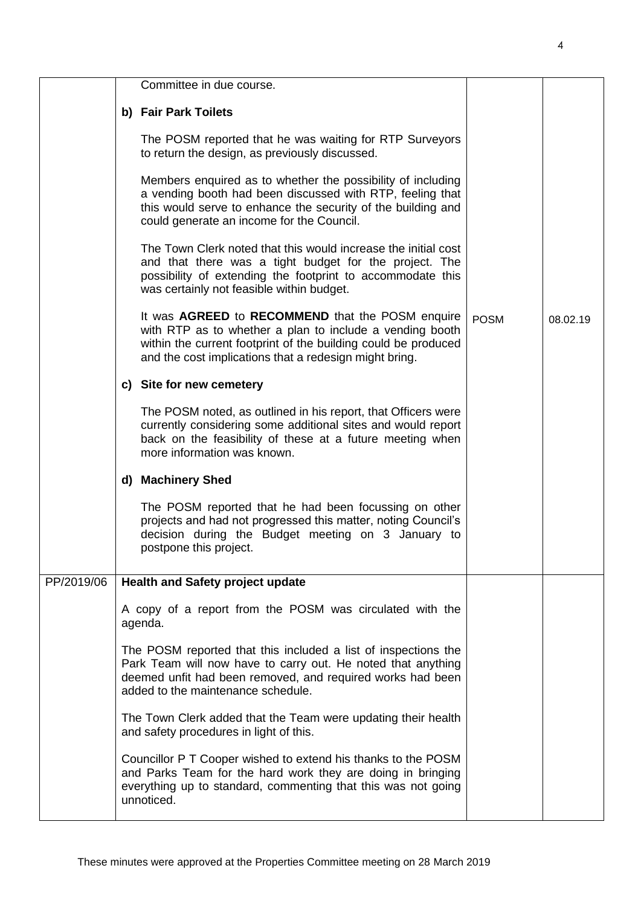| | | | |
|---|---|---|---|
| | Committee in due course.<br><br>**b) Fair Park Toilets**<br><br>The POSM reported that he was waiting for RTP Surveyors to return the design, as previously discussed.<br><br>Members enquired as to whether the possibility of including a vending booth had been discussed with RTP, feeling that this would serve to enhance the security of the building and could generate an income for the Council.<br><br>The Town Clerk noted that this would increase the initial cost and that there was a tight budget for the project. The possibility of extending the footprint to accommodate this was certainly not feasible within budget.<br><br>It was **AGREED** to **RECOMMEND** that the POSM enquire with RTP as to whether a plan to include a vending booth within the current footprint of the building could be produced and the cost implications that a redesign might bring.<br><br>**c) Site for new cemetery**<br><br>The POSM noted, as outlined in his report, that Officers were currently considering some additional sites and would report back on the feasibility of these at a future meeting when more information was known.<br><br>**d) Machinery Shed**<br><br>The POSM reported that he had been focussing on other projects and had not progressed this matter, noting Council's decision during the Budget meeting on 3 January to postpone this project. | POSM | 08.02.19 |
| PP/2019/06 | **Health and Safety project update**<br><br>A copy of a report from the POSM was circulated with the agenda.<br><br>The POSM reported that this included a list of inspections the Park Team will now have to carry out. He noted that anything deemed unfit had been removed, and required works had been added to the maintenance schedule.<br><br>The Town Clerk added that the Team were updating their health and safety procedures in light of this.<br><br>Councillor P T Cooper wished to extend his thanks to the POSM and Parks Team for the hard work they are doing in bringing everything up to standard, commenting that this was not going unnoticed. | | |

These minutes were approved at the Properties Committee meeting on 28 March 2019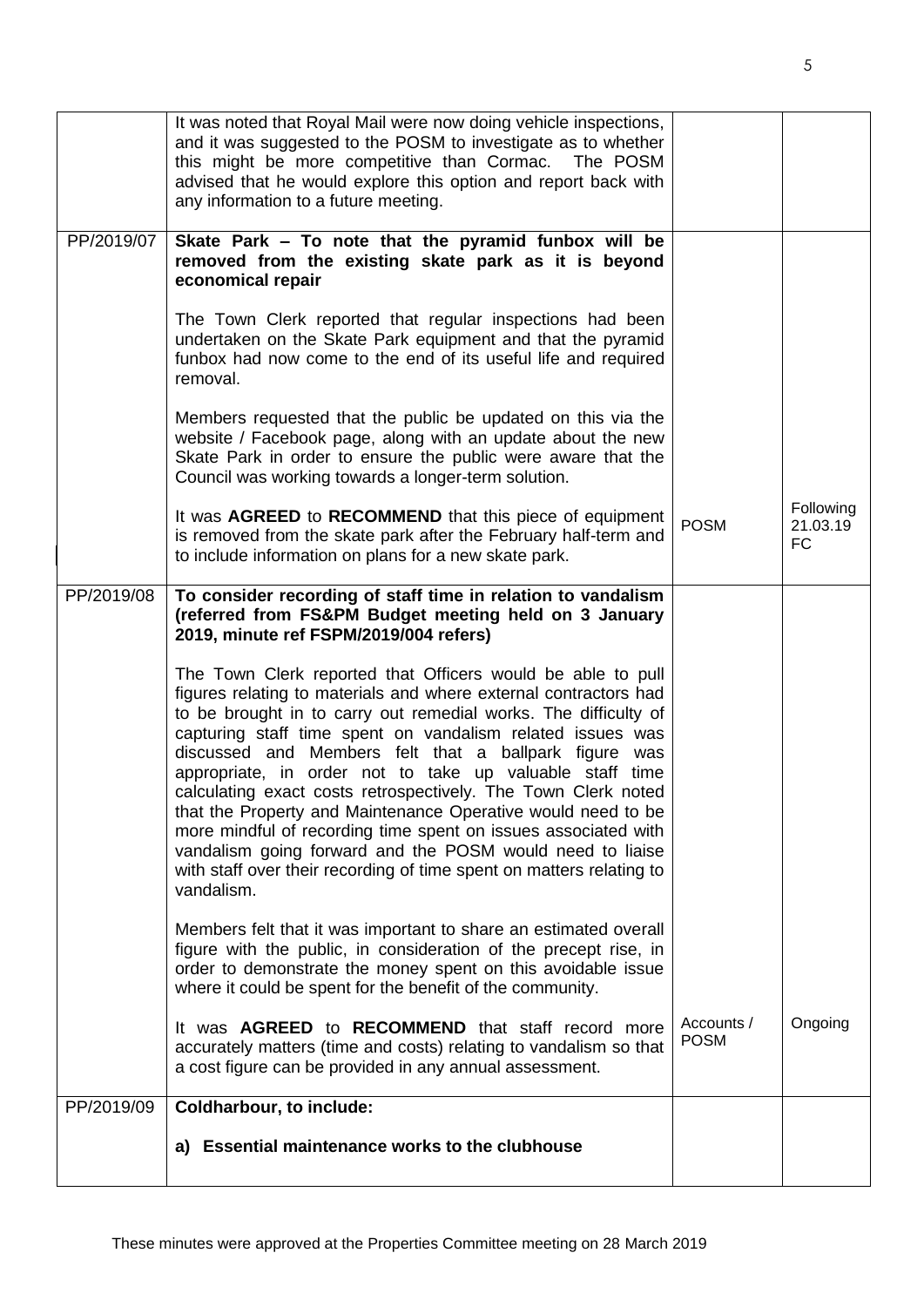| | | | |
|---|---|---|---|
| | It was noted that Royal Mail were now doing vehicle inspections, and it was suggested to the POSM to investigate as to whether this might be more competitive than Cormac. The POSM advised that he would explore this option and report back with any information to a future meeting. | | |
| PP/2019/07 | **Skate Park – To note that the pyramid funbox will be removed from the existing skate park as it is beyond economical repair**<br><br>The Town Clerk reported that regular inspections had been undertaken on the Skate Park equipment and that the pyramid funbox had now come to the end of its useful life and required removal.<br><br>Members requested that the public be updated on this via the website / Facebook page, along with an update about the new Skate Park in order to ensure the public were aware that the Council was working towards a longer-term solution.<br><br>It was **AGREED** to **RECOMMEND** that this piece of equipment is removed from the skate park after the February half-term and to include information on plans for a new skate park. | POSM | Following 21.03.19 FC |
| PP/2019/08 | **To consider recording of staff time in relation to vandalism (referred from FS&PM Budget meeting held on 3 January 2019, minute ref FSPM/2019/004 refers)**<br><br>The Town Clerk reported that Officers would be able to pull figures relating to materials and where external contractors had to be brought in to carry out remedial works. The difficulty of capturing staff time spent on vandalism related issues was discussed and Members felt that a ballpark figure was appropriate, in order not to take up valuable staff time calculating exact costs retrospectively. The Town Clerk noted that the Property and Maintenance Operative would need to be more mindful of recording time spent on issues associated with vandalism going forward and the POSM would need to liaise with staff over their recording of time spent on matters relating to vandalism.<br><br>Members felt that it was important to share an estimated overall figure with the public, in consideration of the precept rise, in order to demonstrate the money spent on this avoidable issue where it could be spent for the benefit of the community.<br><br>It was **AGREED** to **RECOMMEND** that staff record more accurately matters (time and costs) relating to vandalism so that a cost figure can be provided in any annual assessment. | Accounts / POSM | Ongoing |
| PP/2019/09 | **Coldharbour, to include:**<br><br>**a) Essential maintenance works to the clubhouse** | | |

These minutes were approved at the Properties Committee meeting on 28 March 2019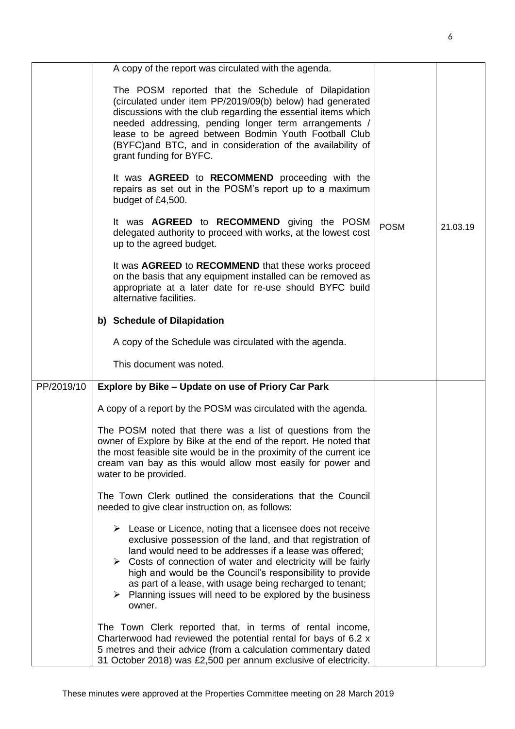| | | | |
|---|---|---|---|
| | A copy of the report was circulated with the agenda.<br><br>The POSM reported that the Schedule of Dilapidation (circulated under item PP/2019/09(b) below) had generated discussions with the club regarding the essential items which needed addressing, pending longer term arrangements / lease to be agreed between Bodmin Youth Football Club (BYFC)and BTC, and in consideration of the availability of grant funding for BYFC.<br><br>It was **AGREED** to **RECOMMEND** proceeding with the repairs as set out in the POSM's report up to a maximum budget of £4,500.<br><br>It was **AGREED** to **RECOMMEND** giving the POSM delegated authority to proceed with works, at the lowest cost up to the agreed budget.<br><br>It was **AGREED** to **RECOMMEND** that these works proceed on the basis that any equipment installed can be removed as appropriate at a later date for re-use should BYFC build alternative facilities.<br><br>**b) Schedule of Dilapidation**<br><br>A copy of the Schedule was circulated with the agenda.<br><br>This document was noted. | POSM | 21.03.19 |
| PP/2019/10 | **Explore by Bike – Update on use of Priory Car Park**<br><br>A copy of a report by the POSM was circulated with the agenda.<br><br>The POSM noted that there was a list of questions from the owner of Explore by Bike at the end of the report. He noted that the most feasible site would be in the proximity of the current ice cream van bay as this would allow most easily for power and water to be provided.<br><br>The Town Clerk outlined the considerations that the Council needed to give clear instruction on, as follows:<br><br>➢ Lease or Licence, noting that a licensee does not receive exclusive possession of the land, and that registration of land would need to be addresses if a lease was offered;<br>➢ Costs of connection of water and electricity will be fairly high and would be the Council's responsibility to provide as part of a lease, with usage being recharged to tenant;<br>➢ Planning issues will need to be explored by the business owner.<br><br>The Town Clerk reported that, in terms of rental income, Charterwood had reviewed the potential rental for bays of 6.2 x 5 metres and their advice (from a calculation commentary dated 31 October 2018) was £2,500 per annum exclusive of electricity. | | |

These minutes were approved at the Properties Committee meeting on 28 March 2019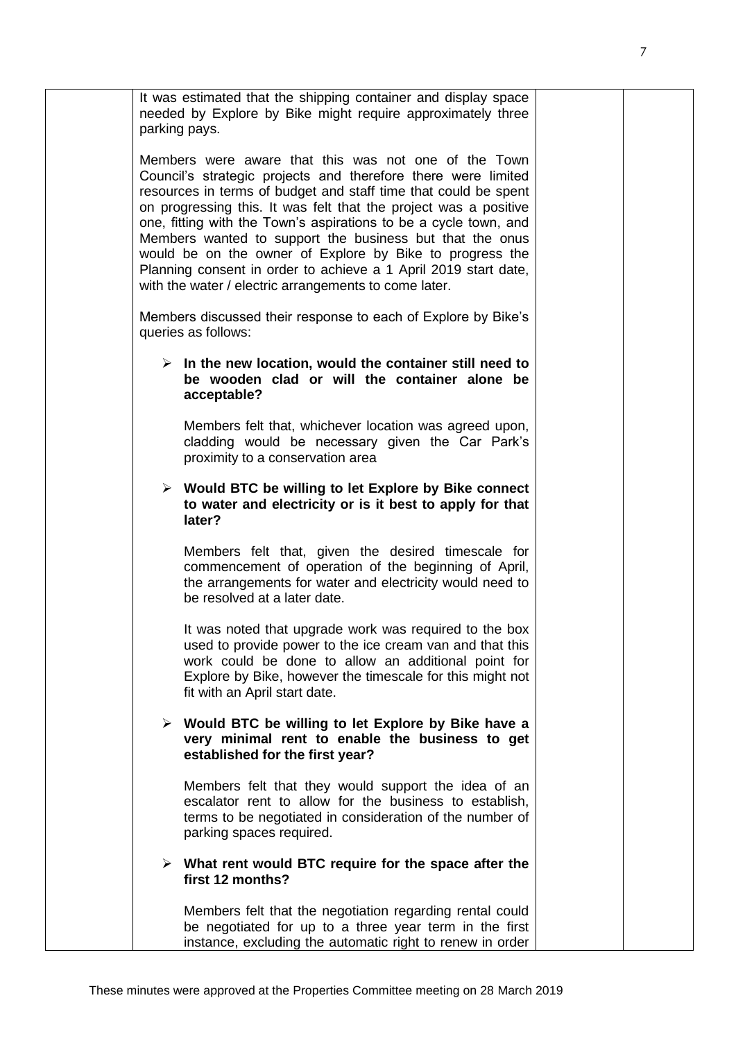It was estimated that the shipping container and display space needed by Explore by Bike might require approximately three parking pays.

Members were aware that this was not one of the Town Council's strategic projects and therefore there were limited resources in terms of budget and staff time that could be spent on progressing this. It was felt that the project was a positive one, fitting with the Town's aspirations to be a cycle town, and Members wanted to support the business but that the onus would be on the owner of Explore by Bike to progress the Planning consent in order to achieve a 1 April 2019 start date, with the water / electric arrangements to come later.

Members discussed their response to each of Explore by Bike's queries as follows:

- **In the new location, would the container still need to be wooden clad or will the container alone be acceptable?**

  Members felt that, whichever location was agreed upon, cladding would be necessary given the Car Park's proximity to a conservation area

- **Would BTC be willing to let Explore by Bike connect to water and electricity or is it best to apply for that later?**

  Members felt that, given the desired timescale for commencement of operation of the beginning of April, the arrangements for water and electricity would need to be resolved at a later date.

  It was noted that upgrade work was required to the box used to provide power to the ice cream van and that this work could be done to allow an additional point for Explore by Bike, however the timescale for this might not fit with an April start date.

- **Would BTC be willing to let Explore by Bike have a very minimal rent to enable the business to get established for the first year?**

  Members felt that they would support the idea of an escalator rent to allow for the business to establish, terms to be negotiated in consideration of the number of parking spaces required.

- **What rent would BTC require for the space after the first 12 months?**

  Members felt that the negotiation regarding rental could be negotiated for up to a three year term in the first instance, excluding the automatic right to renew in order

These minutes were approved at the Properties Committee meeting on 28 March 2019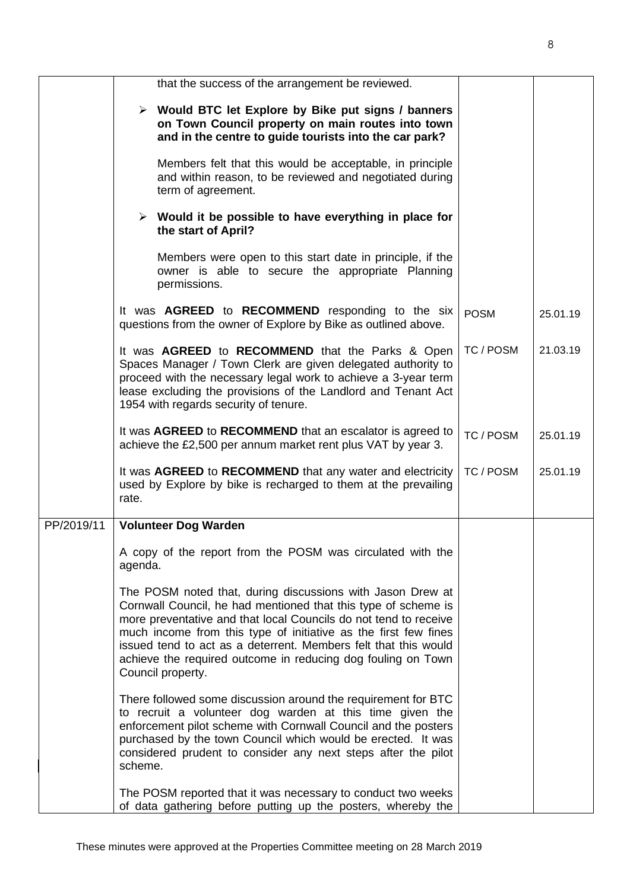| | | | |
|---|---|---|---|
| | that the success of the arrangement be reviewed.<br><br>➢ **Would BTC let Explore by Bike put signs / banners on Town Council property on main routes into town and in the centre to guide tourists into the car park?**<br><br>Members felt that this would be acceptable, in principle and within reason, to be reviewed and negotiated during term of agreement.<br><br>➢ **Would it be possible to have everything in place for the start of April?**<br><br>Members were open to this start date in principle, if the owner is able to secure the appropriate Planning permissions. | | |
| | It was **AGREED** to **RECOMMEND** responding to the six questions from the owner of Explore by Bike as outlined above. | POSM | 25.01.19 |
| | It was **AGREED** to **RECOMMEND** that the Parks & Open Spaces Manager / Town Clerk are given delegated authority to proceed with the necessary legal work to achieve a 3-year term lease excluding the provisions of the Landlord and Tenant Act 1954 with regards security of tenure. | TC / POSM | 21.03.19 |
| | It was **AGREED** to **RECOMMEND** that an escalator is agreed to achieve the £2,500 per annum market rent plus VAT by year 3. | TC / POSM | 25.01.19 |
| | It was **AGREED** to **RECOMMEND** that any water and electricity used by Explore by bike is recharged to them at the prevailing rate. | TC / POSM | 25.01.19 |
| PP/2019/11 | **Volunteer Dog Warden**<br><br>A copy of the report from the POSM was circulated with the agenda.<br><br>The POSM noted that, during discussions with Jason Drew at Cornwall Council, he had mentioned that this type of scheme is more preventative and that local Councils do not tend to receive much income from this type of initiative as the first few fines issued tend to act as a deterrent. Members felt that this would achieve the required outcome in reducing dog fouling on Town Council property.<br><br>There followed some discussion around the requirement for BTC to recruit a volunteer dog warden at this time given the enforcement pilot scheme with Cornwall Council and the posters purchased by the town Council which would be erected. It was considered prudent to consider any next steps after the pilot scheme.<br><br>The POSM reported that it was necessary to conduct two weeks of data gathering before putting up the posters, whereby the | | |

These minutes were approved at the Properties Committee meeting on 28 March 2019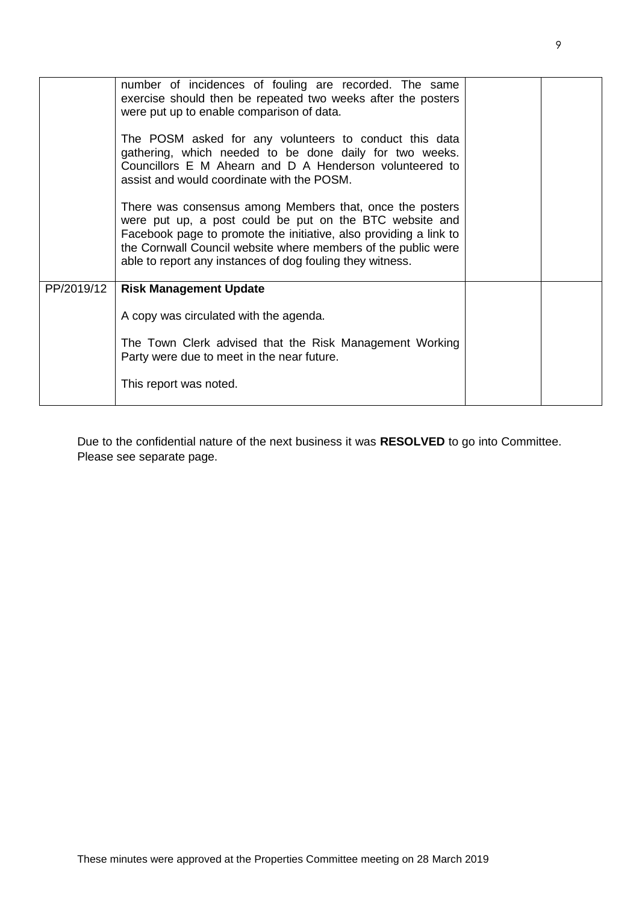| | | | |
|---|---|---|---|
| | number of incidences of fouling are recorded. The same exercise should then be repeated two weeks after the posters were put up to enable comparison of data.<br><br>The POSM asked for any volunteers to conduct this data gathering, which needed to be done daily for two weeks. Councillors E M Ahearn and D A Henderson volunteered to assist and would coordinate with the POSM.<br><br>There was consensus among Members that, once the posters were put up, a post could be put on the BTC website and Facebook page to promote the initiative, also providing a link to the Cornwall Council website where members of the public were able to report any instances of dog fouling they witness. | | |
| PP/2019/12 | **Risk Management Update**<br><br>A copy was circulated with the agenda.<br><br>The Town Clerk advised that the Risk Management Working Party were due to meet in the near future.<br><br>This report was noted. | | |

Due to the confidential nature of the next business it was **RESOLVED** to go into Committee. Please see separate page.

These minutes were approved at the Properties Committee meeting on 28 March 2019